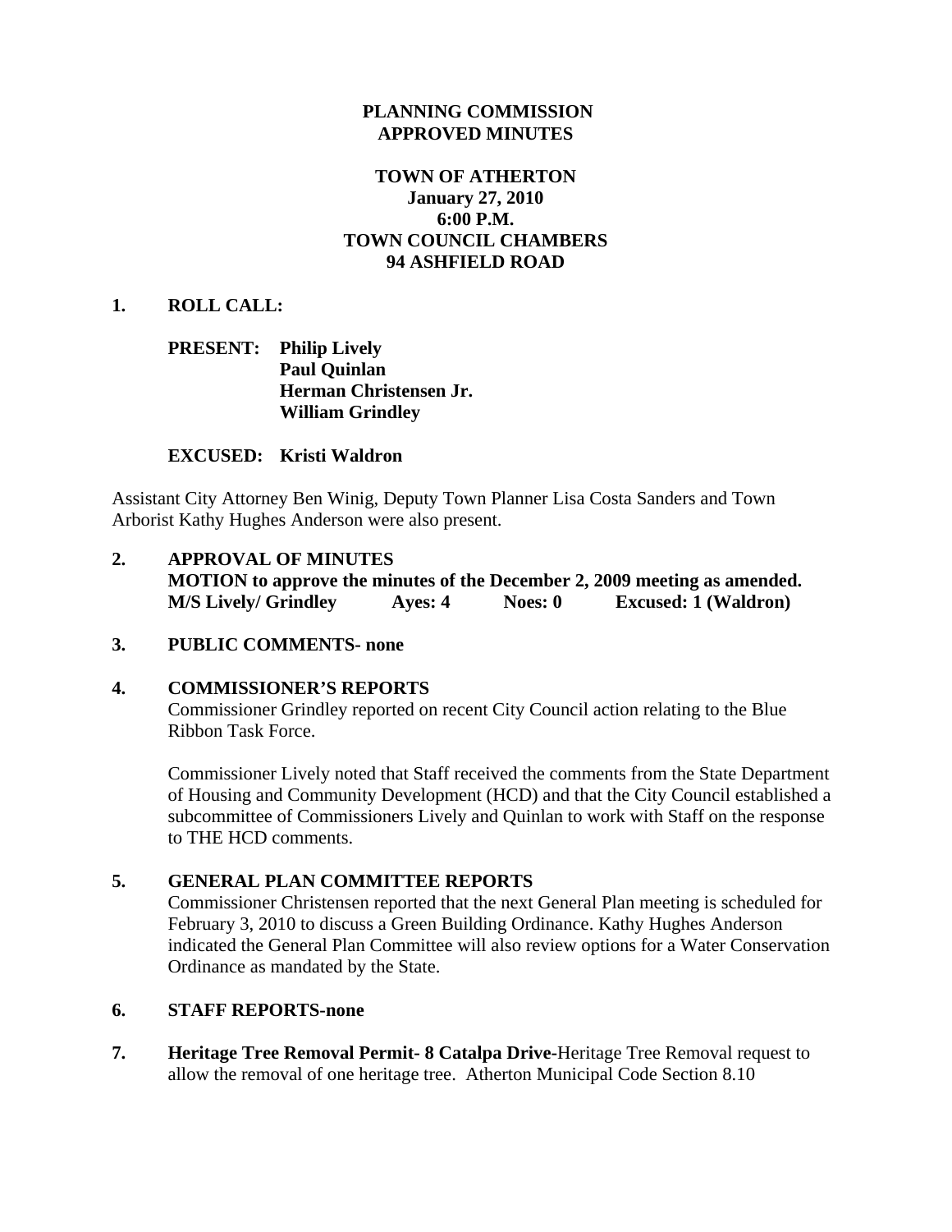**PLANNING COMMISSION**
**APPROVED MINUTES**

**TOWN OF ATHERTON**
**January 27, 2010**
**6:00 P.M.**
**TOWN COUNCIL CHAMBERS**
**94 ASHFIELD ROAD**

**1. ROLL CALL:**

**PRESENT: Philip Lively**
**Paul Quinlan**
**Herman Christensen Jr.**
**William Grindley**

**EXCUSED: Kristi Waldron**

Assistant City Attorney Ben Winig, Deputy Town Planner Lisa Costa Sanders and Town Arborist Kathy Hughes Anderson were also present.

**2. APPROVAL OF MINUTES**
**MOTION to approve the minutes of the December 2, 2009 meeting as amended.**
**M/S Lively/ Grindley Ayes: 4 Noes: 0 Excused: 1 (Waldron)**

**3. PUBLIC COMMENTS- none**

**4. COMMISSIONER'S REPORTS**

Commissioner Grindley reported on recent City Council action relating to the Blue Ribbon Task Force.

Commissioner Lively noted that Staff received the comments from the State Department of Housing and Community Development (HCD) and that the City Council established a subcommittee of Commissioners Lively and Quinlan to work with Staff on the response to THE HCD comments.

**5. GENERAL PLAN COMMITTEE REPORTS**

Commissioner Christensen reported that the next General Plan meeting is scheduled for February 3, 2010 to discuss a Green Building Ordinance. Kathy Hughes Anderson indicated the General Plan Committee will also review options for a Water Conservation Ordinance as mandated by the State.

**6. STAFF REPORTS-none**

**7. Heritage Tree Removal Permit- 8 Catalpa Drive-**Heritage Tree Removal request to allow the removal of one heritage tree. Atherton Municipal Code Section 8.10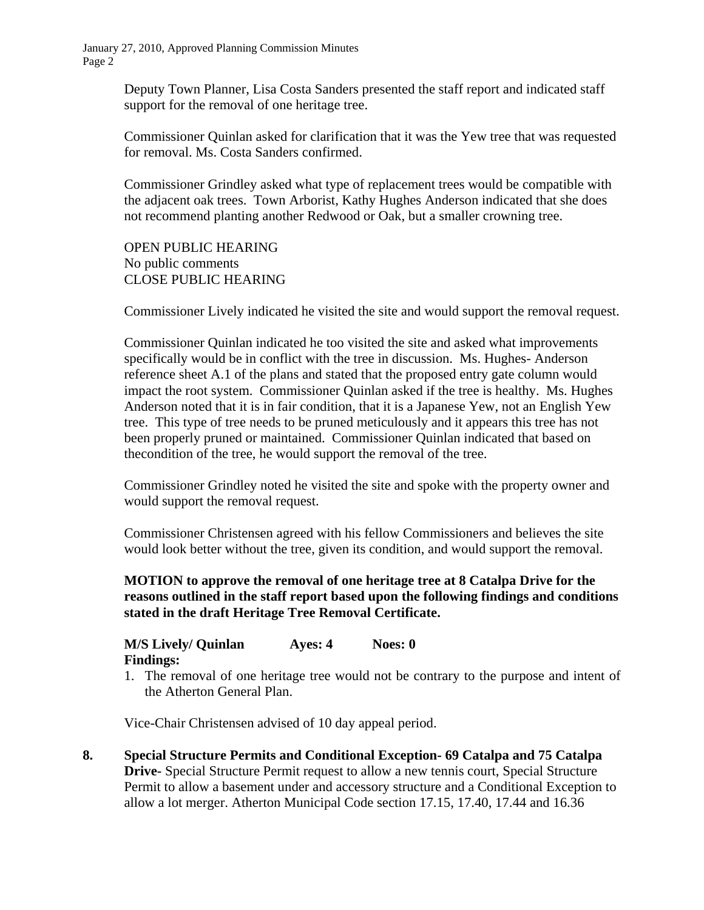Deputy Town Planner, Lisa Costa Sanders presented the staff report and indicated staff support for the removal of one heritage tree.

Commissioner Quinlan asked for clarification that it was the Yew tree that was requested for removal. Ms. Costa Sanders confirmed.

Commissioner Grindley asked what type of replacement trees would be compatible with the adjacent oak trees. Town Arborist, Kathy Hughes Anderson indicated that she does not recommend planting another Redwood or Oak, but a smaller crowning tree.

OPEN PUBLIC HEARING
No public comments
CLOSE PUBLIC HEARING

Commissioner Lively indicated he visited the site and would support the removal request.

Commissioner Quinlan indicated he too visited the site and asked what improvements specifically would be in conflict with the tree in discussion. Ms. Hughes- Anderson reference sheet A.1 of the plans and stated that the proposed entry gate column would impact the root system. Commissioner Quinlan asked if the tree is healthy. Ms. Hughes Anderson noted that it is in fair condition, that it is a Japanese Yew, not an English Yew tree. This type of tree needs to be pruned meticulously and it appears this tree has not been properly pruned or maintained. Commissioner Quinlan indicated that based on thecondition of the tree, he would support the removal of the tree.

Commissioner Grindley noted he visited the site and spoke with the property owner and would support the removal request.

Commissioner Christensen agreed with his fellow Commissioners and believes the site would look better without the tree, given its condition, and would support the removal.

**MOTION to approve the removal of one heritage tree at 8 Catalpa Drive for the reasons outlined in the staff report based upon the following findings and conditions stated in the draft Heritage Tree Removal Certificate.**

**M/S Lively/ Quinlan Ayes: 4 Noes: 0**

**Findings:**

1. The removal of one heritage tree would not be contrary to the purpose and intent of the Atherton General Plan.

Vice-Chair Christensen advised of 10 day appeal period.

**8. Special Structure Permits and Conditional Exception- 69 Catalpa and 75 Catalpa Drive-** Special Structure Permit request to allow a new tennis court, Special Structure Permit to allow a basement under and accessory structure and a Conditional Exception to allow a lot merger. Atherton Municipal Code section 17.15, 17.40, 17.44 and 16.36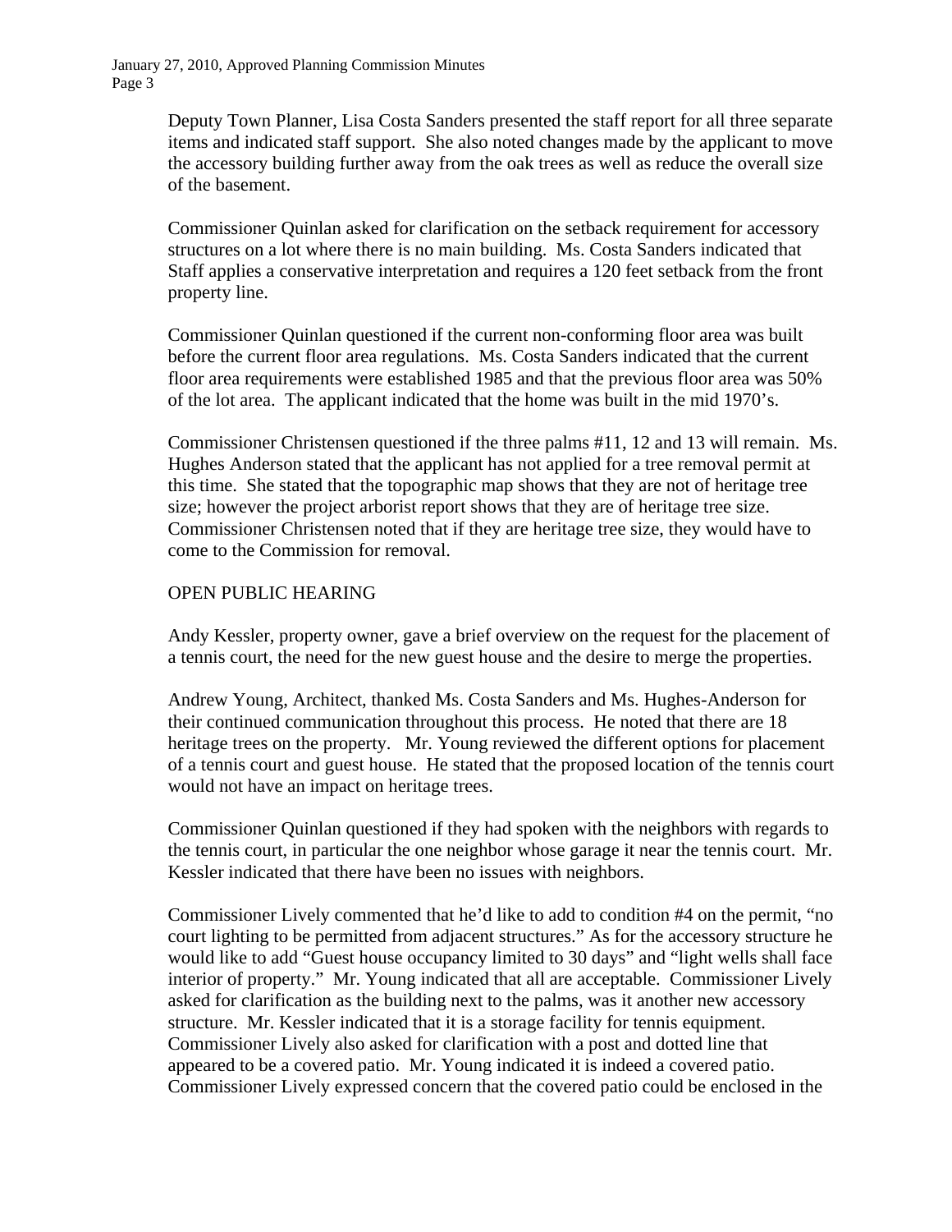Deputy Town Planner, Lisa Costa Sanders presented the staff report for all three separate items and indicated staff support. She also noted changes made by the applicant to move the accessory building further away from the oak trees as well as reduce the overall size of the basement.

Commissioner Quinlan asked for clarification on the setback requirement for accessory structures on a lot where there is no main building. Ms. Costa Sanders indicated that Staff applies a conservative interpretation and requires a 120 feet setback from the front property line.

Commissioner Quinlan questioned if the current non-conforming floor area was built before the current floor area regulations. Ms. Costa Sanders indicated that the current floor area requirements were established 1985 and that the previous floor area was 50% of the lot area. The applicant indicated that the home was built in the mid 1970's.

Commissioner Christensen questioned if the three palms #11, 12 and 13 will remain. Ms. Hughes Anderson stated that the applicant has not applied for a tree removal permit at this time. She stated that the topographic map shows that they are not of heritage tree size; however the project arborist report shows that they are of heritage tree size. Commissioner Christensen noted that if they are heritage tree size, they would have to come to the Commission for removal.

OPEN PUBLIC HEARING

Andy Kessler, property owner, gave a brief overview on the request for the placement of a tennis court, the need for the new guest house and the desire to merge the properties.

Andrew Young, Architect, thanked Ms. Costa Sanders and Ms. Hughes-Anderson for their continued communication throughout this process. He noted that there are 18 heritage trees on the property. Mr. Young reviewed the different options for placement of a tennis court and guest house. He stated that the proposed location of the tennis court would not have an impact on heritage trees.

Commissioner Quinlan questioned if they had spoken with the neighbors with regards to the tennis court, in particular the one neighbor whose garage it near the tennis court. Mr. Kessler indicated that there have been no issues with neighbors.

Commissioner Lively commented that he'd like to add to condition #4 on the permit, "no court lighting to be permitted from adjacent structures." As for the accessory structure he would like to add "Guest house occupancy limited to 30 days" and "light wells shall face interior of property." Mr. Young indicated that all are acceptable. Commissioner Lively asked for clarification as the building next to the palms, was it another new accessory structure. Mr. Kessler indicated that it is a storage facility for tennis equipment. Commissioner Lively also asked for clarification with a post and dotted line that appeared to be a covered patio. Mr. Young indicated it is indeed a covered patio. Commissioner Lively expressed concern that the covered patio could be enclosed in the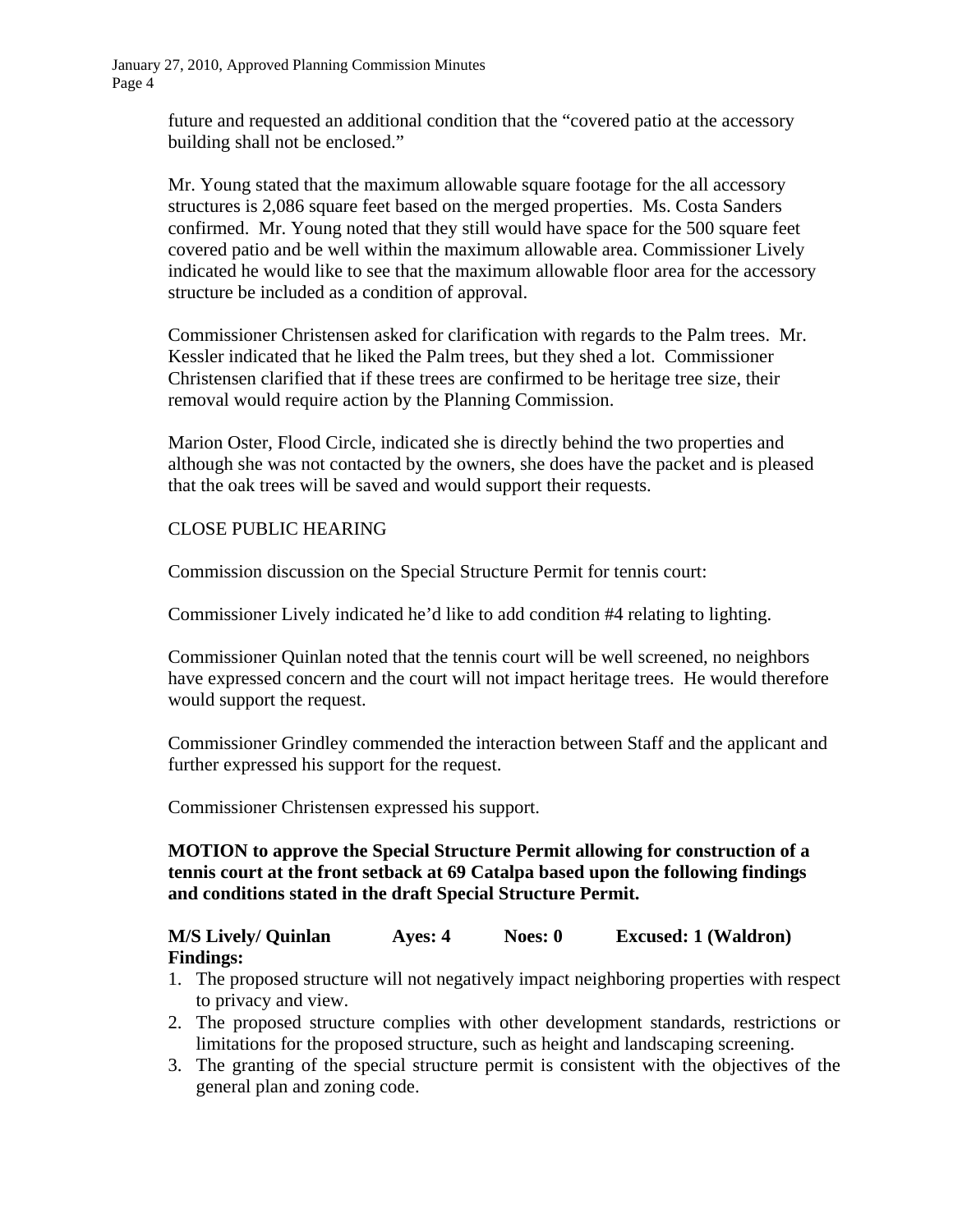future and requested an additional condition that the "covered patio at the accessory building shall not be enclosed."

Mr. Young stated that the maximum allowable square footage for the all accessory structures is 2,086 square feet based on the merged properties. Ms. Costa Sanders confirmed. Mr. Young noted that they still would have space for the 500 square feet covered patio and be well within the maximum allowable area. Commissioner Lively indicated he would like to see that the maximum allowable floor area for the accessory structure be included as a condition of approval.

Commissioner Christensen asked for clarification with regards to the Palm trees. Mr. Kessler indicated that he liked the Palm trees, but they shed a lot. Commissioner Christensen clarified that if these trees are confirmed to be heritage tree size, their removal would require action by the Planning Commission.

Marion Oster, Flood Circle, indicated she is directly behind the two properties and although she was not contacted by the owners, she does have the packet and is pleased that the oak trees will be saved and would support their requests.

CLOSE PUBLIC HEARING

Commission discussion on the Special Structure Permit for tennis court:

Commissioner Lively indicated he'd like to add condition #4 relating to lighting.

Commissioner Quinlan noted that the tennis court will be well screened, no neighbors have expressed concern and the court will not impact heritage trees. He would therefore would support the request.

Commissioner Grindley commended the interaction between Staff and the applicant and further expressed his support for the request.

Commissioner Christensen expressed his support.

**MOTION to approve the Special Structure Permit allowing for construction of a tennis court at the front setback at 69 Catalpa based upon the following findings and conditions stated in the draft Special Structure Permit.**

**M/S Lively/ Quinlan Ayes: 4 Noes: 0 Excused: 1 (Waldron)**

**Findings:**

1. The proposed structure will not negatively impact neighboring properties with respect to privacy and view.
2. The proposed structure complies with other development standards, restrictions or limitations for the proposed structure, such as height and landscaping screening.
3. The granting of the special structure permit is consistent with the objectives of the general plan and zoning code.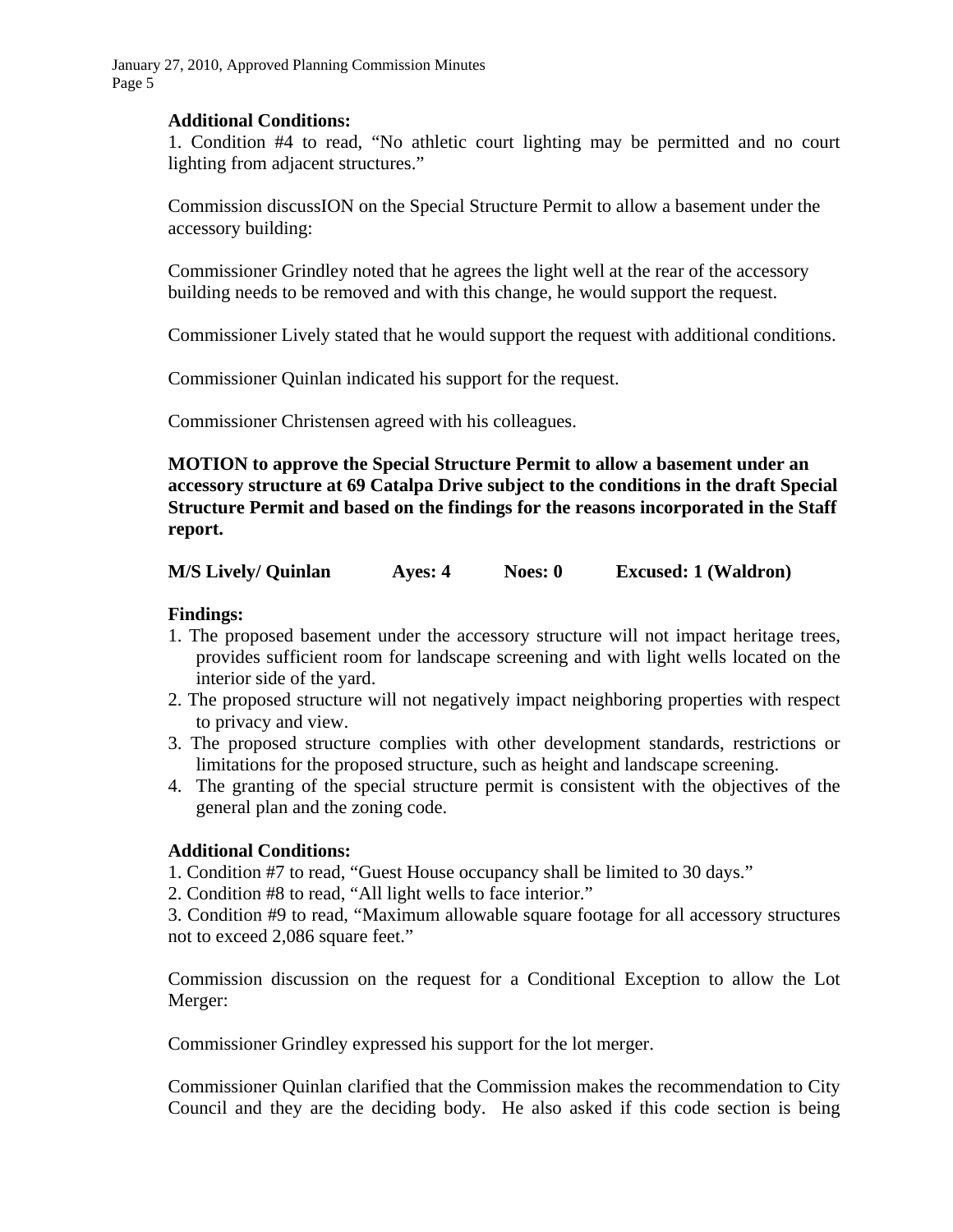**Additional Conditions:**

1. Condition #4 to read, "No athletic court lighting may be permitted and no court lighting from adjacent structures."

Commission discussION on the Special Structure Permit to allow a basement under the accessory building:

Commissioner Grindley noted that he agrees the light well at the rear of the accessory building needs to be removed and with this change, he would support the request.

Commissioner Lively stated that he would support the request with additional conditions.

Commissioner Quinlan indicated his support for the request.

Commissioner Christensen agreed with his colleagues.

**MOTION to approve the Special Structure Permit to allow a basement under an accessory structure at 69 Catalpa Drive subject to the conditions in the draft Special Structure Permit and based on the findings for the reasons incorporated in the Staff report.**

**M/S Lively/ Quinlan Ayes: 4 Noes: 0 Excused: 1 (Waldron)**

**Findings:**

1. The proposed basement under the accessory structure will not impact heritage trees, provides sufficient room for landscape screening and with light wells located on the interior side of the yard.
2. The proposed structure will not negatively impact neighboring properties with respect to privacy and view.
3. The proposed structure complies with other development standards, restrictions or limitations for the proposed structure, such as height and landscape screening.
4. The granting of the special structure permit is consistent with the objectives of the general plan and the zoning code.

**Additional Conditions:**

1. Condition #7 to read, "Guest House occupancy shall be limited to 30 days."
2. Condition #8 to read, "All light wells to face interior."
3. Condition #9 to read, "Maximum allowable square footage for all accessory structures not to exceed 2,086 square feet."

Commission discussion on the request for a Conditional Exception to allow the Lot Merger:

Commissioner Grindley expressed his support for the lot merger.

Commissioner Quinlan clarified that the Commission makes the recommendation to City Council and they are the deciding body. He also asked if this code section is being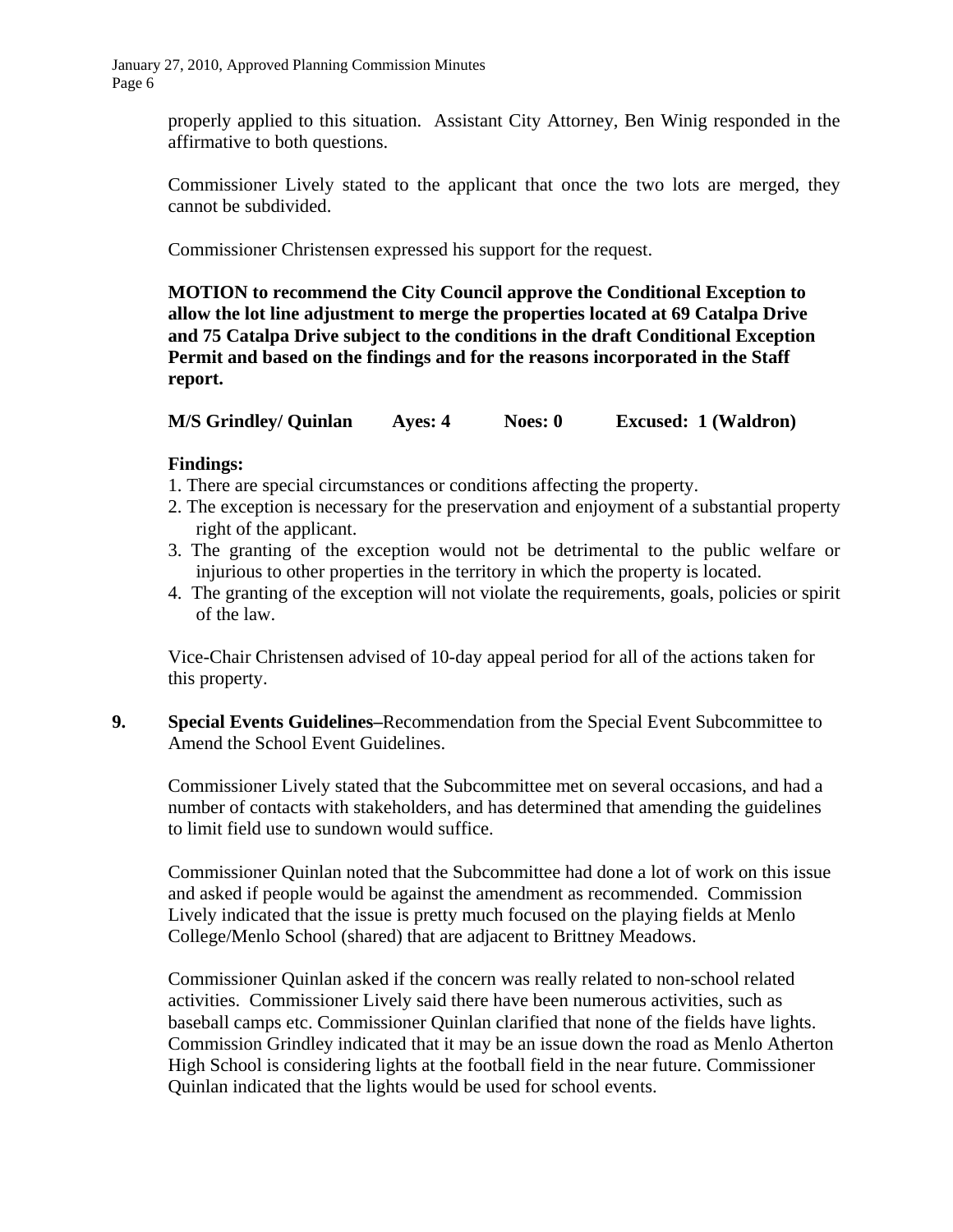properly applied to this situation. Assistant City Attorney, Ben Winig responded in the affirmative to both questions.

Commissioner Lively stated to the applicant that once the two lots are merged, they cannot be subdivided.

Commissioner Christensen expressed his support for the request.

**MOTION to recommend the City Council approve the Conditional Exception to allow the lot line adjustment to merge the properties located at 69 Catalpa Drive and 75 Catalpa Drive subject to the conditions in the draft Conditional Exception Permit and based on the findings and for the reasons incorporated in the Staff report.**

**M/S Grindley/ Quinlan Ayes: 4 Noes: 0 Excused: 1 (Waldron)**

**Findings:**

1. There are special circumstances or conditions affecting the property.
2. The exception is necessary for the preservation and enjoyment of a substantial property right of the applicant.
3. The granting of the exception would not be detrimental to the public welfare or injurious to other properties in the territory in which the property is located.
4. The granting of the exception will not violate the requirements, goals, policies or spirit of the law.

Vice-Chair Christensen advised of 10-day appeal period for all of the actions taken for this property.

**9. Special Events Guidelines–**Recommendation from the Special Event Subcommittee to Amend the School Event Guidelines.

Commissioner Lively stated that the Subcommittee met on several occasions, and had a number of contacts with stakeholders, and has determined that amending the guidelines to limit field use to sundown would suffice.

Commissioner Quinlan noted that the Subcommittee had done a lot of work on this issue and asked if people would be against the amendment as recommended. Commission Lively indicated that the issue is pretty much focused on the playing fields at Menlo College/Menlo School (shared) that are adjacent to Brittney Meadows.

Commissioner Quinlan asked if the concern was really related to non-school related activities. Commissioner Lively said there have been numerous activities, such as baseball camps etc. Commissioner Quinlan clarified that none of the fields have lights. Commission Grindley indicated that it may be an issue down the road as Menlo Atherton High School is considering lights at the football field in the near future. Commissioner Quinlan indicated that the lights would be used for school events.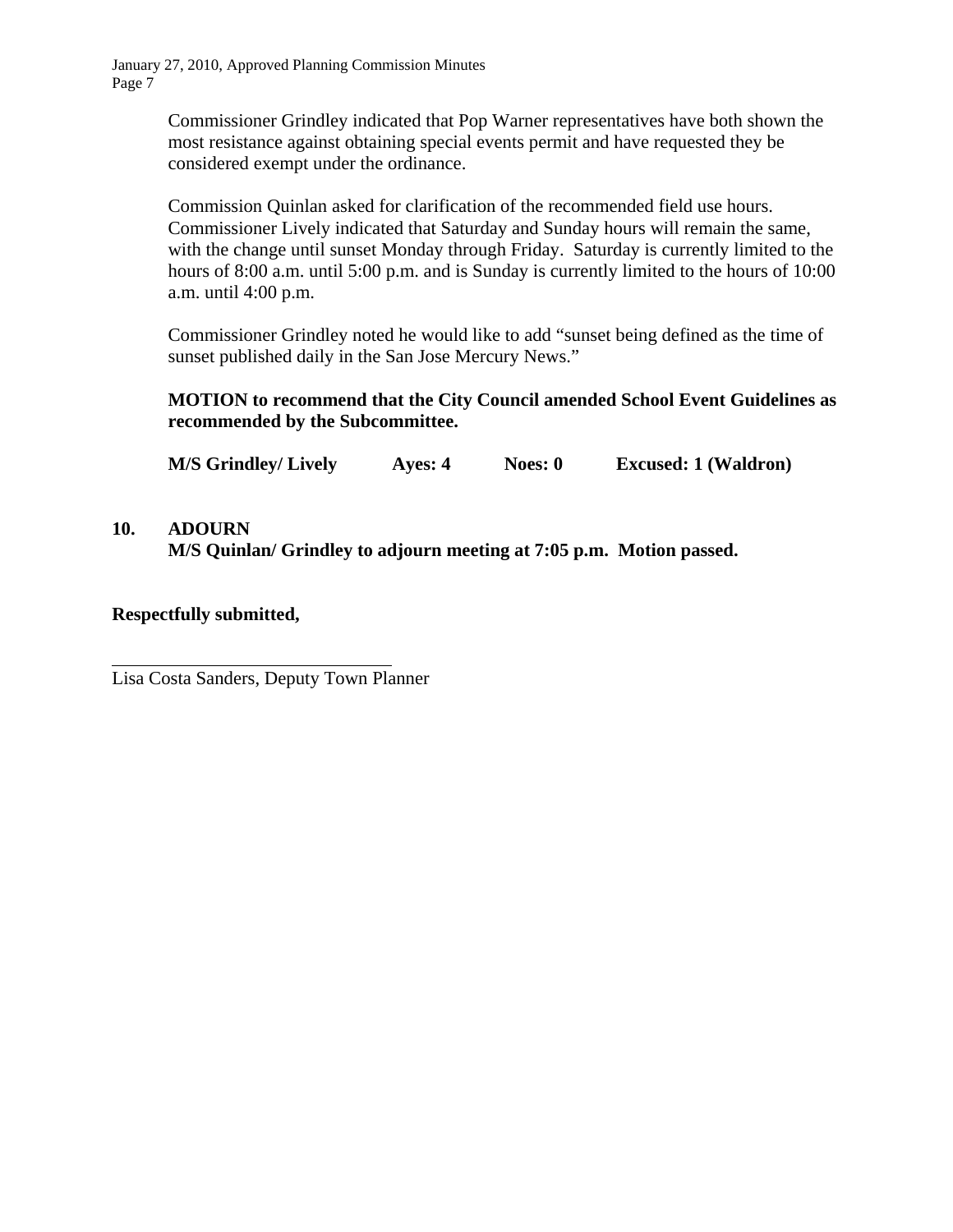Commissioner Grindley indicated that Pop Warner representatives have both shown the most resistance against obtaining special events permit and have requested they be considered exempt under the ordinance.

Commission Quinlan asked for clarification of the recommended field use hours. Commissioner Lively indicated that Saturday and Sunday hours will remain the same, with the change until sunset Monday through Friday. Saturday is currently limited to the hours of 8:00 a.m. until 5:00 p.m. and is Sunday is currently limited to the hours of 10:00 a.m. until 4:00 p.m.

Commissioner Grindley noted he would like to add "sunset being defined as the time of sunset published daily in the San Jose Mercury News."

**MOTION to recommend that the City Council amended School Event Guidelines as recommended by the Subcommittee.**

**M/S Grindley/ Lively Ayes: 4 Noes: 0 Excused: 1 (Waldron)**

**10. ADOURN**

**M/S Quinlan/ Grindley to adjourn meeting at 7:05 p.m. Motion passed.**

**Respectfully submitted,**

\_\_\_\_\_\_\_\_\_\_\_\_\_\_\_\_\_\_\_\_\_\_\_\_\_\_\_\_\_\_\_\_

Lisa Costa Sanders, Deputy Town Planner